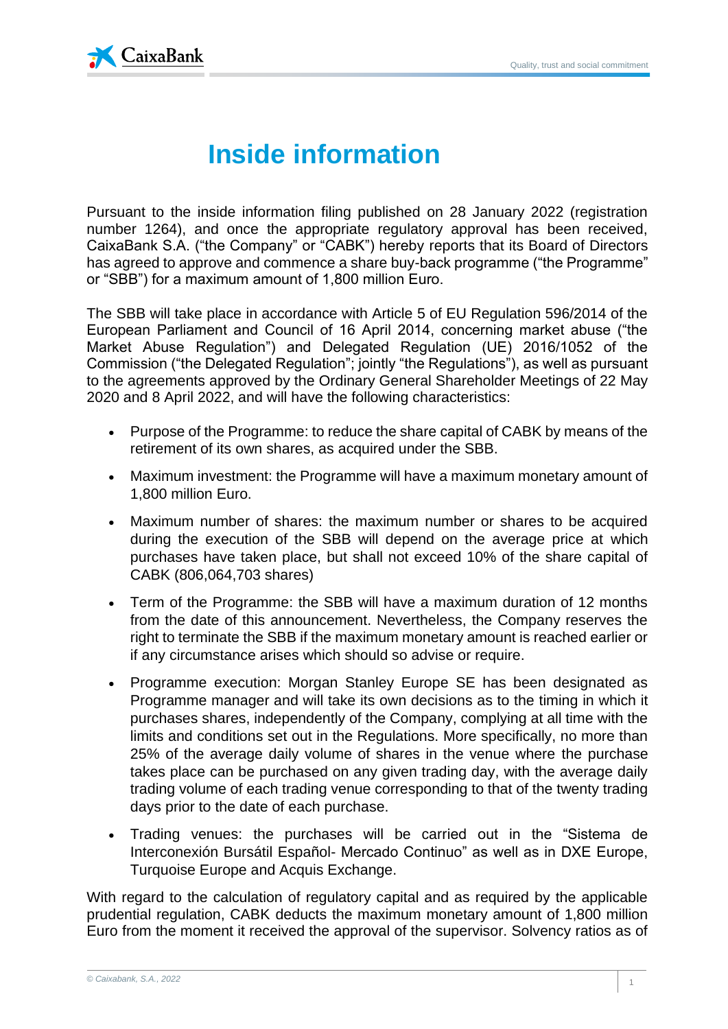# Inside information

Pursuant to the inside information filing published on 28 January 2022 (registration number 1264), and once the appropriate regulatory approval has been received, CaixaBank S.A. ("the Company" or "CABK") hereby reports that its Board of Directors has agreed to approve and commence a share buy-back programme ("the Programme" or "SBB") for a maximum amount of 1,800 million Euro.

The SBB will take place in accordance with Article 5 of EU Regulation 596/2014 of the European Parliament and Council of 16 April 2014, concerning market abuse ("the Market Abuse Regulation") and Delegated Regulation (UE) 2016/1052 of the Commission ("the Delegated Regulation"; jointly "the Regulations"), as well as pursuant to the agreements approved by the Ordinary General Shareholder Meetings of 22 May 2020 and 8 April 2022, and will have the following characteristics:

- Purpose of the Programme: to reduce the share capital of CABK by means of the retirement of its own shares, as acquired under the SBB.
- Maximum investment: the Programme will have a maximum monetary amount of 1,800 million Euro.
- Maximum number of shares: the maximum number or shares to be acquired during the execution of the SBB will depend on the average price at which purchases have taken place, but shall not exceed 10% of the share capital of CABK (806,064,703 shares)
- Term of the Programme: the SBB will have a maximum duration of 12 months from the date of this announcement. Nevertheless, the Company reserves the right to terminate the SBB if the maximum monetary amount is reached earlier or if any circumstance arises which should so advise or require.
- Programme execution: Morgan Stanley Europe SE has been designated as Programme manager and will take its own decisions as to the timing in which it purchases shares, independently of the Company, complying at all time with the limits and conditions set out in the Regulations. More specifically, no more than 25% of the average daily volume of shares in the venue where the purchase takes place can be purchased on any given trading day, with the average daily trading volume of each trading venue corresponding to that of the twenty trading days prior to the date of each purchase.
- Trading venues: the purchases will be carried out in the "Sistema de Interconexión Bursátil Español- Mercado Continuo" as well as in DXE Europe, Turquoise Europe and Acquis Exchange.

With regard to the calculation of regulatory capital and as required by the applicable prudential regulation, CABK deducts the maximum monetary amount of 1,800 million Euro from the moment it received the approval of the supervisor. Solvency ratios as of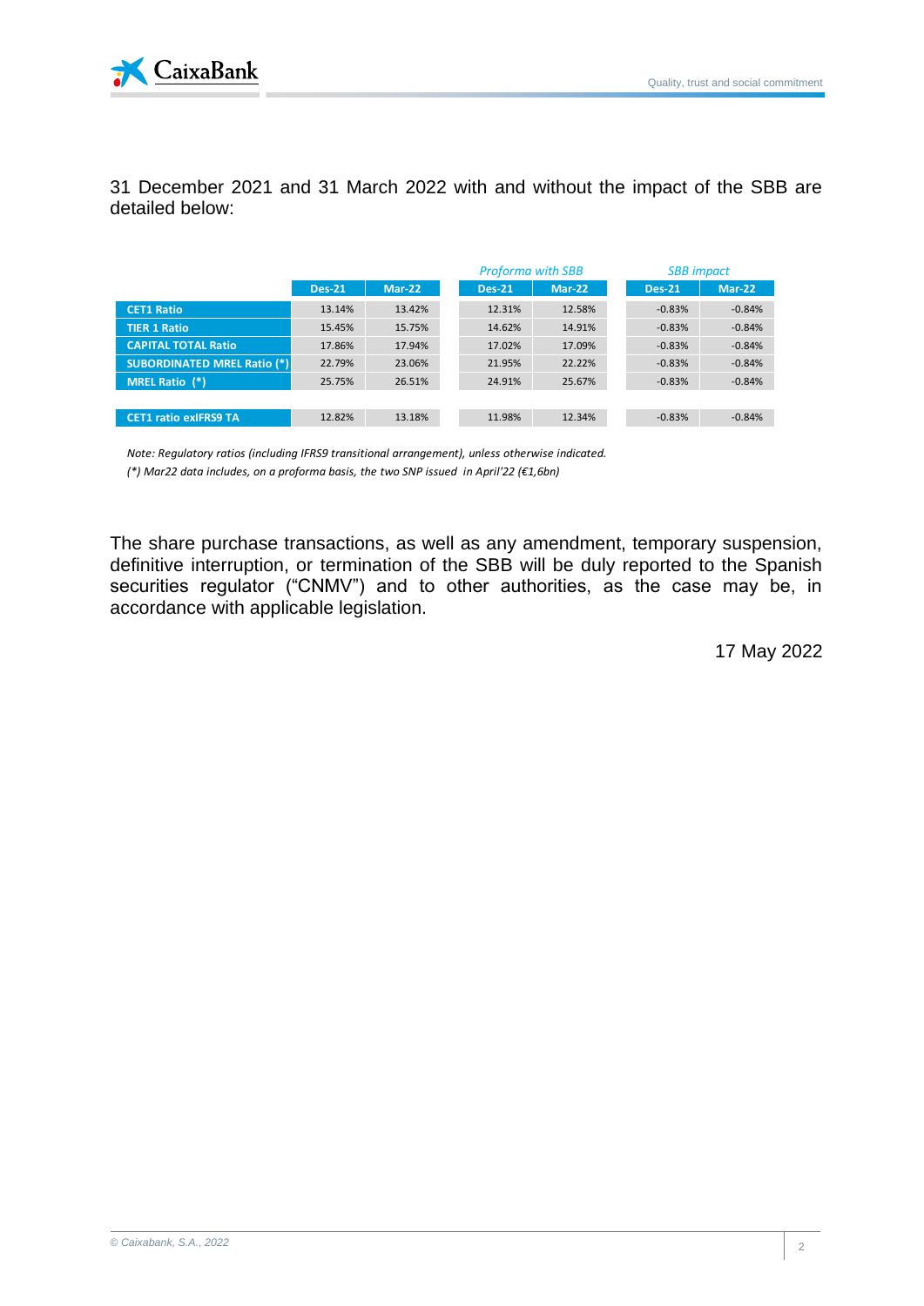31 December 2021 and 31 March 2022 with and without the impact of the SBB are detailed below:

| | | | *Proforma with SBB* | | *SBB impact* | |
|---|---|---|---|---|---|---|
| | **Des-21** | **Mar-22** | **Des-21** | **Mar-22** | **Des-21** | **Mar-22** |
| **CET1 Ratio** | 13.14% | 13.42% | 12.31% | 12.58% | -0.83% | -0.84% |
| **TIER 1 Ratio** | 15.45% | 15.75% | 14.62% | 14.91% | -0.83% | -0.84% |
| **CAPITAL TOTAL Ratio** | 17.86% | 17.94% | 17.02% | 17.09% | -0.83% | -0.84% |
| **SUBORDINATED MREL Ratio (*)** | 22.79% | 23.06% | 21.95% | 22.22% | -0.83% | -0.84% |
| **MREL Ratio (*)** | 25.75% | 26.51% | 24.91% | 25.67% | -0.83% | -0.84% |
| **CET1 ratio exIFRS9 TA** | 12.82% | 13.18% | 11.98% | 12.34% | -0.83% | -0.84% |

*Note: Regulatory ratios (including IFRS9 transitional arrangement), unless otherwise indicated.*

*(*) Mar22 data includes, on a proforma basis, the two SNP issued in April'22 (€1,6bn)*

The share purchase transactions, as well as any amendment, temporary suspension, definitive interruption, or termination of the SBB will be duly reported to the Spanish securities regulator ("CNMV") and to other authorities, as the case may be, in accordance with applicable legislation.

17 May 2022